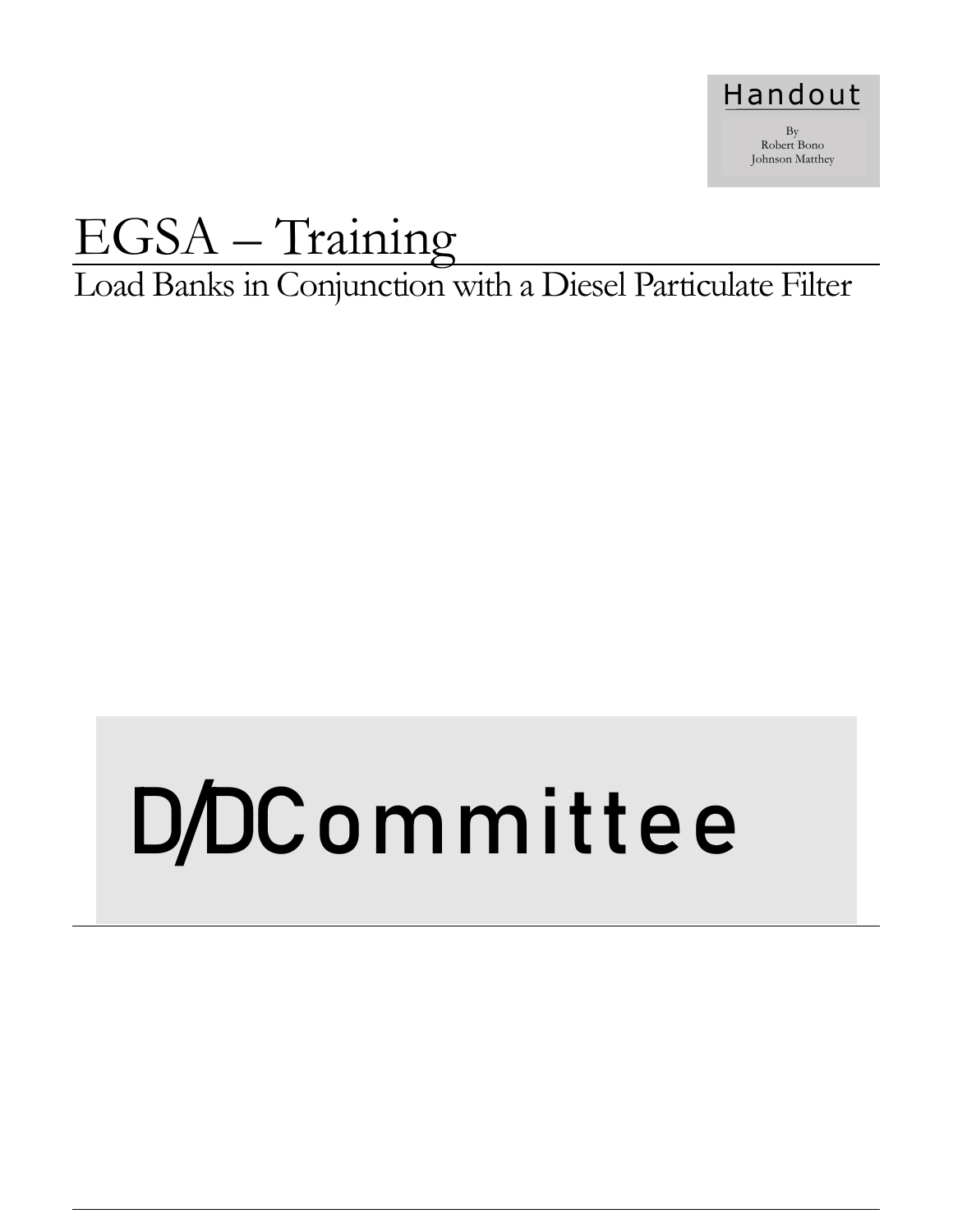Handout

By
Robert Bono
Johnson Matthey

# EGSA – Training

## Load Banks in Conjunction with a Diesel Particulate Filter

# D/D Committee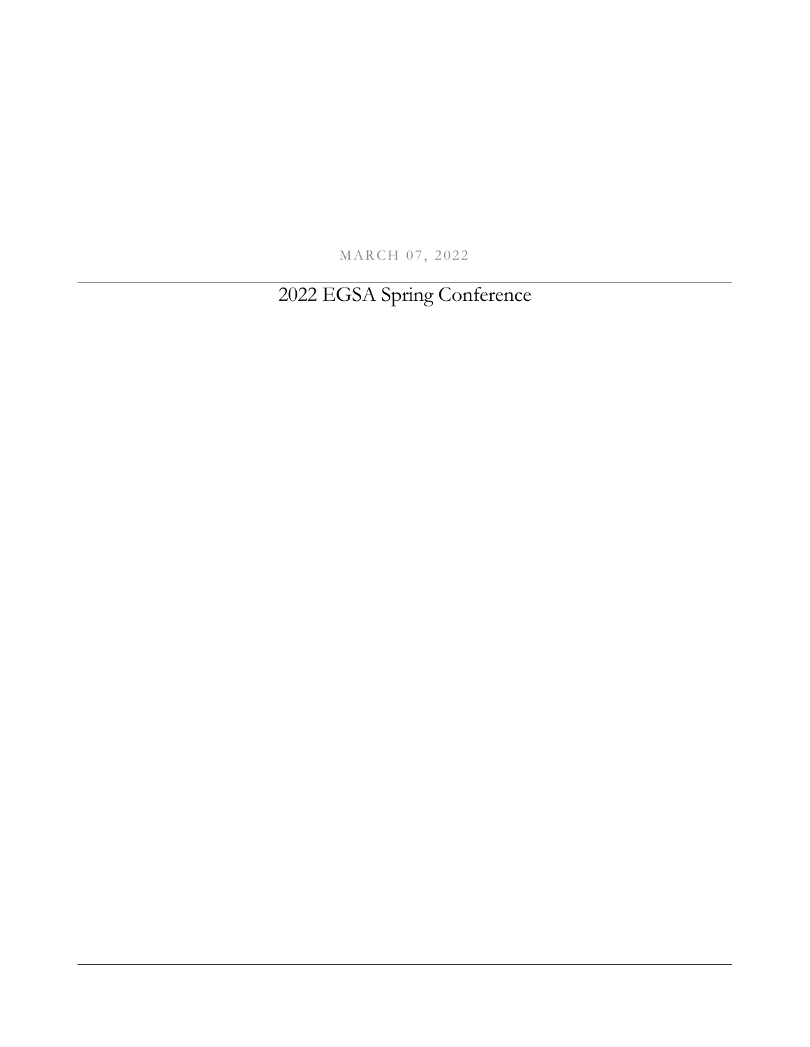MARCH 07, 2022

# 2022 EGSA Spring Conference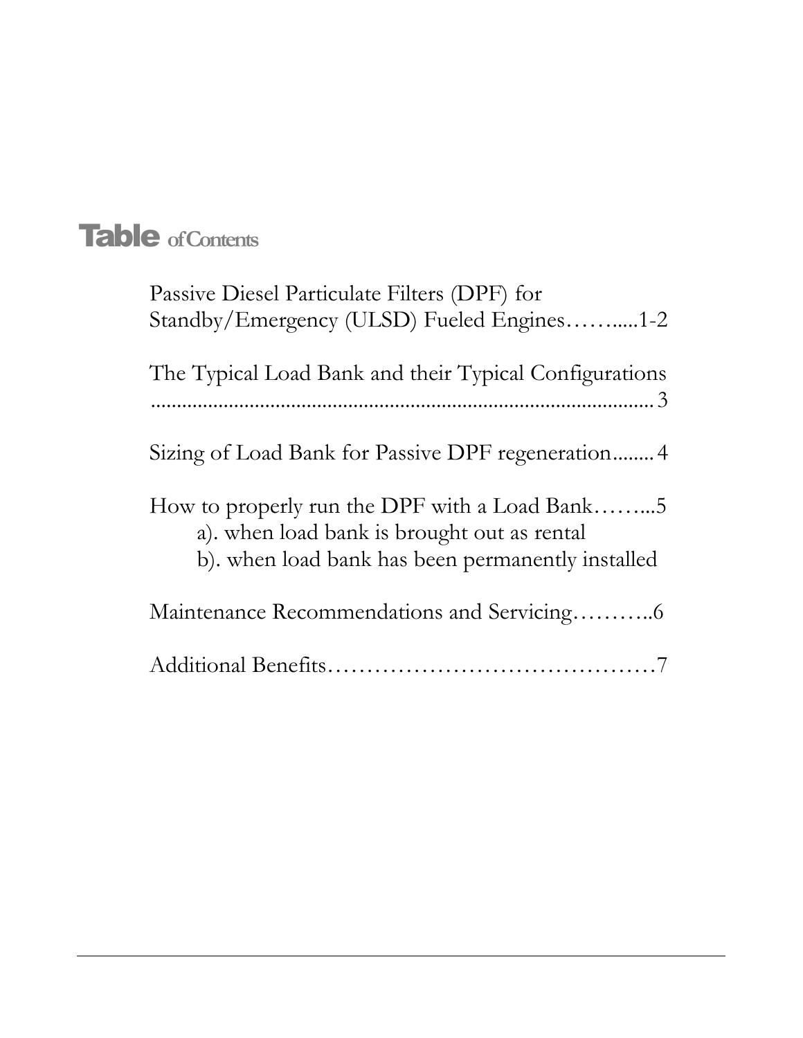# Table of Contents

Passive Diesel Particulate Filters (DPF) for Standby/Emergency (ULSD) Fueled Engines……......1-2

The Typical Load Bank and their Typical Configurations ....................................................................................... 3

Sizing of Load Bank for Passive DPF regeneration........ 4

How to properly run the DPF with a Load Bank……...5

- a). when load bank is brought out as rental
- b). when load bank has been permanently installed

Maintenance Recommendations and Servicing………..6

Additional Benefits……………………………………7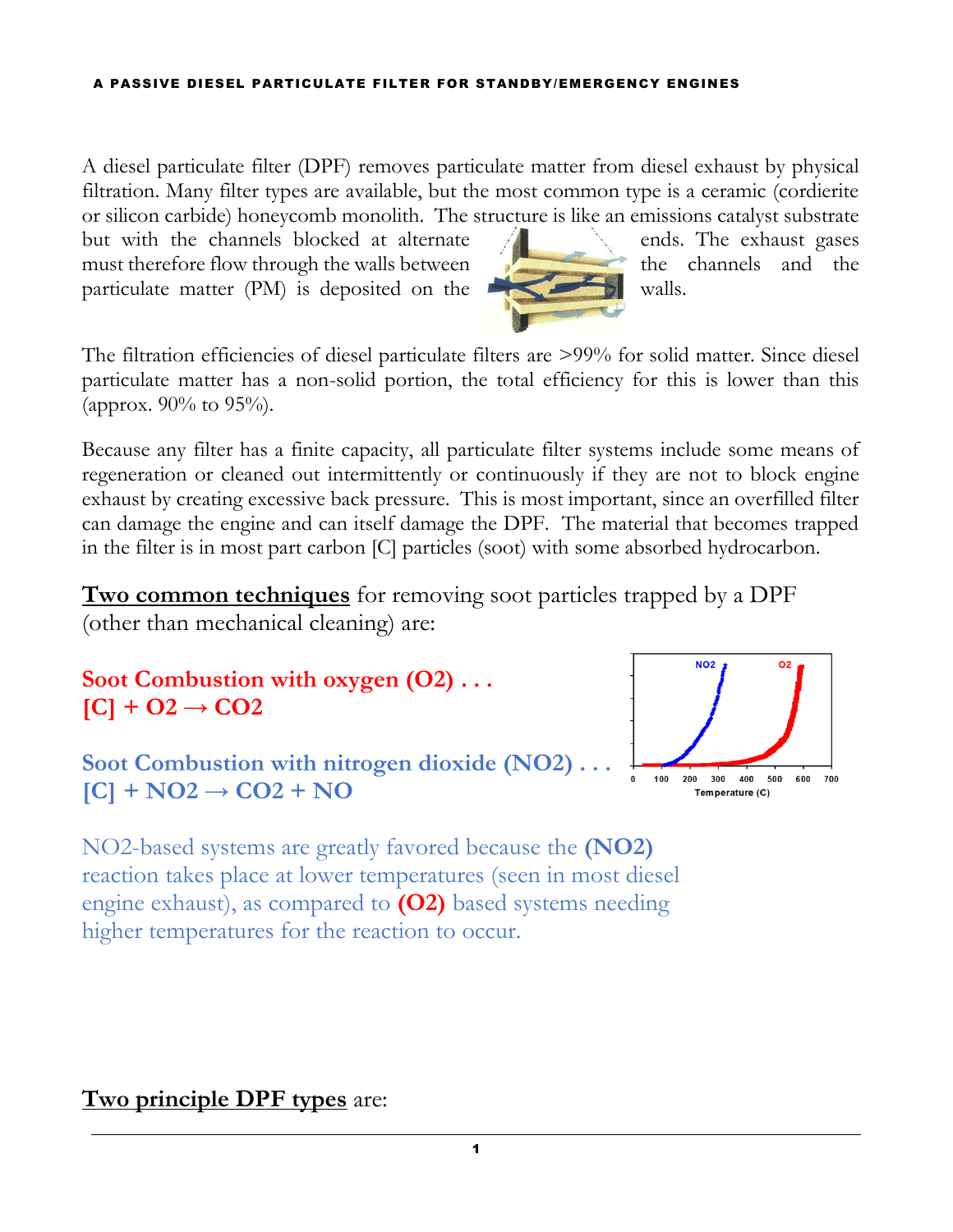A diesel particulate filter (DPF) removes particulate matter from diesel exhaust by physical filtration. Many filter types are available, but the most common type is a ceramic (cordierite or silicon carbide) honeycomb monolith. The structure is like an emissions catalyst substrate but with the channels blocked at alternate ends. The exhaust gases must therefore flow through the walls between the channels and the particulate matter (PM) is deposited on the walls.

The filtration efficiencies of diesel particulate filters are >99% for solid matter. Since diesel particulate matter has a non-solid portion, the total efficiency for this is lower than this (approx. 90% to 95%).

Because any filter has a finite capacity, all particulate filter systems include some means of regeneration or cleaned out intermittently or continuously if they are not to block engine exhaust by creating excessive back pressure. This is most important, since an overfilled filter can damage the engine and can itself damage the DPF. The material that becomes trapped in the filter is in most part carbon [C] particles (soot) with some absorbed hydrocarbon.

**Two common techniques** for removing soot particles trapped by a DPF (other than mechanical cleaning) are:

**Soot Combustion with oxygen ($O_2$) . . .**
**[C] + $O_2 \rightarrow CO_2$**

**Soot Combustion with nitrogen dioxide ($NO_2$) . . .**
**[C] + $NO_2 \rightarrow CO_2 + NO$**

$NO_2$-based systems are greatly favored because the **($NO_2$)** reaction takes place at lower temperatures (seen in most diesel engine exhaust), as compared to **($O_2$)** based systems needing higher temperatures for the reaction to occur.

**Two principle DPF types** are: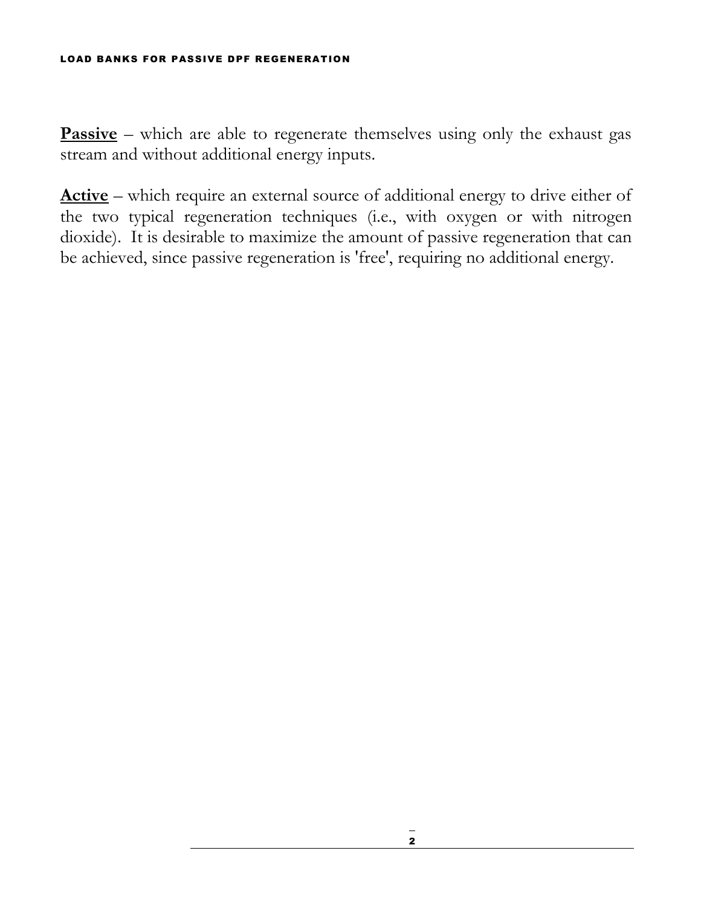**<u>Passive</u>** – which are able to regenerate themselves using only the exhaust gas stream and without additional energy inputs.

**<u>Active</u>** – which require an external source of additional energy to drive either of the two typical regeneration techniques (i.e., with oxygen or with nitrogen dioxide). It is desirable to maximize the amount of passive regeneration that can be achieved, since passive regeneration is 'free', requiring no additional energy.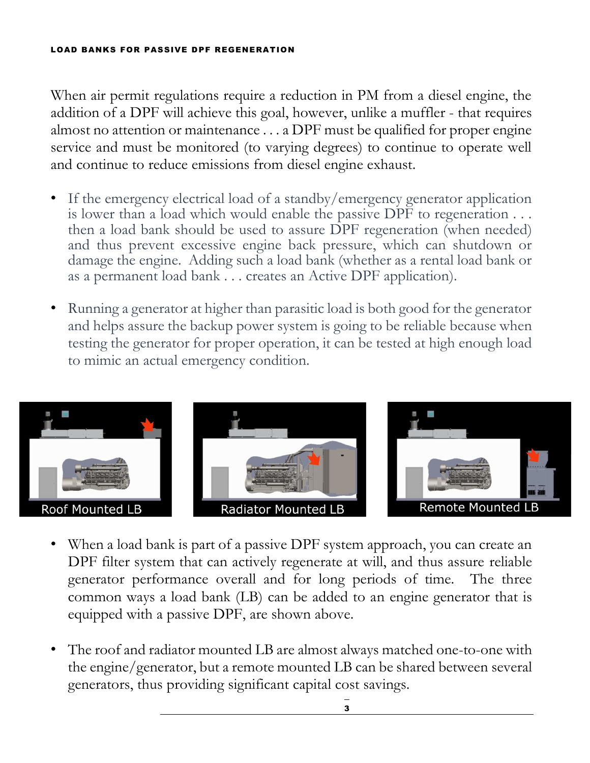When air permit regulations require a reduction in PM from a diesel engine, the addition of a DPF will achieve this goal, however, unlike a muffler - that requires almost no attention or maintenance . . . a DPF must be qualified for proper engine service and must be monitored (to varying degrees) to continue to operate well and continue to reduce emissions from diesel engine exhaust.

- If the emergency electrical load of a standby/emergency generator application is lower than a load which would enable the passive DPF to regeneration . . . then a load bank should be used to assure DPF regeneration (when needed) and thus prevent excessive engine back pressure, which can shutdown or damage the engine. Adding such a load bank (whether as a rental load bank or as a permanent load bank . . . creates an Active DPF application).

- Running a generator at higher than parasitic load is both good for the generator and helps assure the backup power system is going to be reliable because when testing the generator for proper operation, it can be tested at high enough load to mimic an actual emergency condition.

Roof Mounted LB | Radiator Mounted LB | Remote Mounted LB

- When a load bank is part of a passive DPF system approach, you can create an DPF filter system that can actively regenerate at will, and thus assure reliable generator performance overall and for long periods of time. The three common ways a load bank (LB) can be added to an engine generator that is equipped with a passive DPF, are shown above.

- The roof and radiator mounted LB are almost always matched one-to-one with the engine/generator, but a remote mounted LB can be shared between several generators, thus providing significant capital cost savings.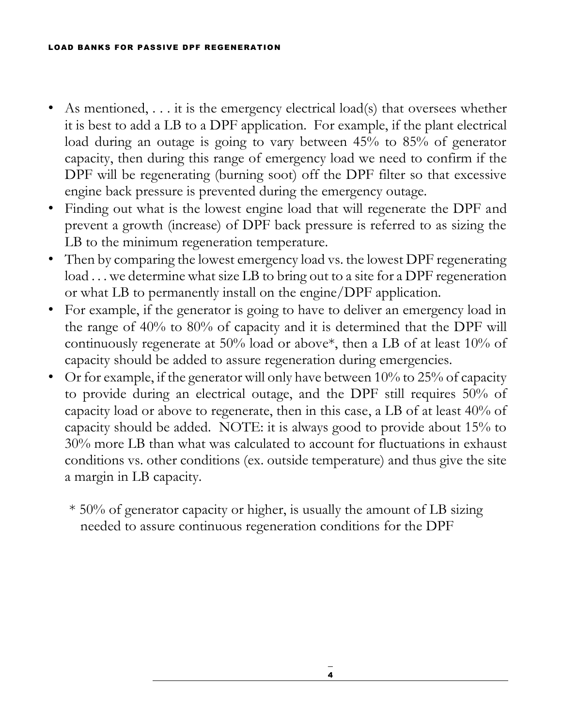- As mentioned, . . . it is the emergency electrical load(s) that oversees whether it is best to add a LB to a DPF application. For example, if the plant electrical load during an outage is going to vary between 45% to 85% of generator capacity, then during this range of emergency load we need to confirm if the DPF will be regenerating (burning soot) off the DPF filter so that excessive engine back pressure is prevented during the emergency outage.
- Finding out what is the lowest engine load that will regenerate the DPF and prevent a growth (increase) of DPF back pressure is referred to as sizing the LB to the minimum regeneration temperature.
- Then by comparing the lowest emergency load vs. the lowest DPF regenerating load . . . we determine what size LB to bring out to a site for a DPF regeneration or what LB to permanently install on the engine/DPF application.
- For example, if the generator is going to have to deliver an emergency load in the range of 40% to 80% of capacity and it is determined that the DPF will continuously regenerate at 50% load or above*, then a LB of at least 10% of capacity should be added to assure regeneration during emergencies.
- Or for example, if the generator will only have between 10% to 25% of capacity to provide during an electrical outage, and the DPF still requires 50% of capacity load or above to regenerate, then in this case, a LB of at least 40% of capacity should be added. NOTE: it is always good to provide about 15% to 30% more LB than what was calculated to account for fluctuations in exhaust conditions vs. other conditions (ex. outside temperature) and thus give the site a margin in LB capacity.

\* 50% of generator capacity or higher, is usually the amount of LB sizing needed to assure continuous regeneration conditions for the DPF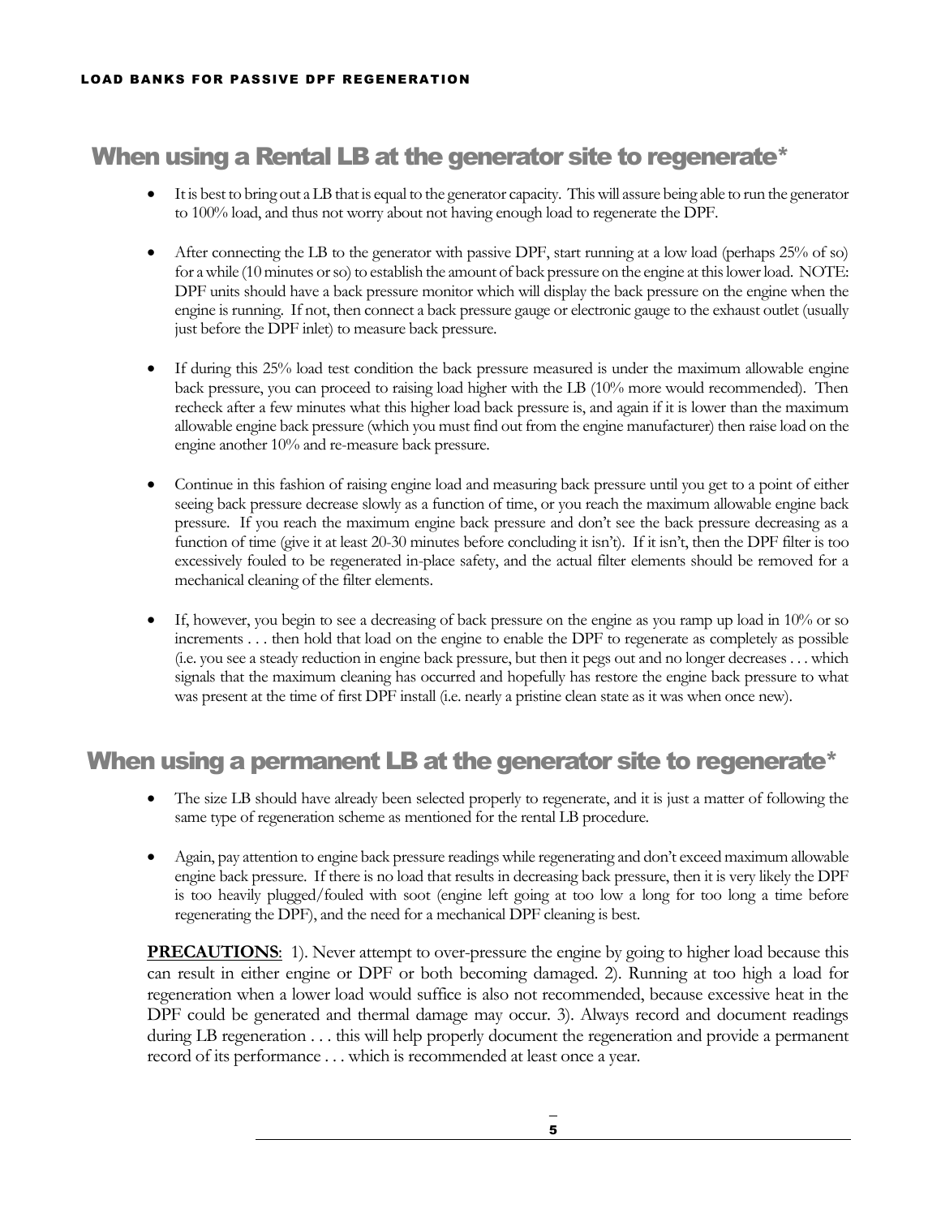## When using a Rental LB at the generator site to regenerate*

- It is best to bring out a LB that is equal to the generator capacity. This will assure being able to run the generator to 100% load, and thus not worry about not having enough load to regenerate the DPF.

- After connecting the LB to the generator with passive DPF, start running at a low load (perhaps 25% of so) for a while (10 minutes or so) to establish the amount of back pressure on the engine at this lower load. NOTE: DPF units should have a back pressure monitor which will display the back pressure on the engine when the engine is running. If not, then connect a back pressure gauge or electronic gauge to the exhaust outlet (usually just before the DPF inlet) to measure back pressure.

- If during this 25% load test condition the back pressure measured is under the maximum allowable engine back pressure, you can proceed to raising load higher with the LB (10% more would recommended). Then recheck after a few minutes what this higher load back pressure is, and again if it is lower than the maximum allowable engine back pressure (which you must find out from the engine manufacturer) then raise load on the engine another 10% and re-measure back pressure.

- Continue in this fashion of raising engine load and measuring back pressure until you get to a point of either seeing back pressure decrease slowly as a function of time, or you reach the maximum allowable engine back pressure. If you reach the maximum engine back pressure and don't see the back pressure decreasing as a function of time (give it at least 20-30 minutes before concluding it isn't). If it isn't, then the DPF filter is too excessively fouled to be regenerated in-place safety, and the actual filter elements should be removed for a mechanical cleaning of the filter elements.

- If, however, you begin to see a decreasing of back pressure on the engine as you ramp up load in 10% or so increments . . . then hold that load on the engine to enable the DPF to regenerate as completely as possible (i.e. you see a steady reduction in engine back pressure, but then it pegs out and no longer decreases . . . which signals that the maximum cleaning has occurred and hopefully has restore the engine back pressure to what was present at the time of first DPF install (i.e. nearly a pristine clean state as it was when once new).

## When using a permanent LB at the generator site to regenerate*

- The size LB should have already been selected properly to regenerate, and it is just a matter of following the same type of regeneration scheme as mentioned for the rental LB procedure.

- Again, pay attention to engine back pressure readings while regenerating and don't exceed maximum allowable engine back pressure. If there is no load that results in decreasing back pressure, then it is very likely the DPF is too heavily plugged/fouled with soot (engine left going at too low a long for too long a time before regenerating the DPF), and the need for a mechanical DPF cleaning is best.

**PRECAUTIONS**: 1). Never attempt to over-pressure the engine by going to higher load because this can result in either engine or DPF or both becoming damaged. 2). Running at too high a load for regeneration when a lower load would suffice is also not recommended, because excessive heat in the DPF could be generated and thermal damage may occur. 3). Always record and document readings during LB regeneration . . . this will help properly document the regeneration and provide a permanent record of its performance . . . which is recommended at least once a year.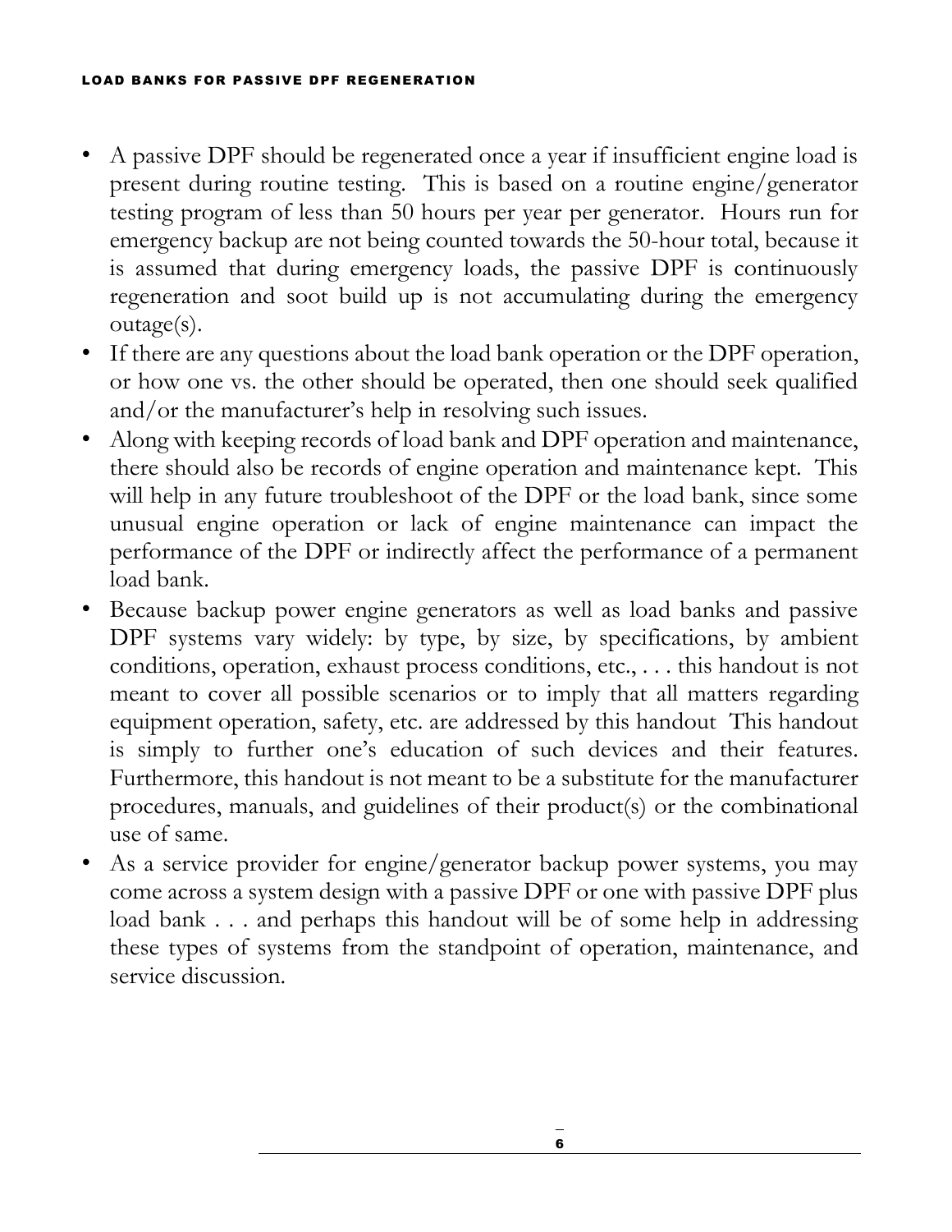- A passive DPF should be regenerated once a year if insufficient engine load is present during routine testing. This is based on a routine engine/generator testing program of less than 50 hours per year per generator. Hours run for emergency backup are not being counted towards the 50-hour total, because it is assumed that during emergency loads, the passive DPF is continuously regeneration and soot build up is not accumulating during the emergency outage(s).
- If there are any questions about the load bank operation or the DPF operation, or how one vs. the other should be operated, then one should seek qualified and/or the manufacturer's help in resolving such issues.
- Along with keeping records of load bank and DPF operation and maintenance, there should also be records of engine operation and maintenance kept. This will help in any future troubleshoot of the DPF or the load bank, since some unusual engine operation or lack of engine maintenance can impact the performance of the DPF or indirectly affect the performance of a permanent load bank.
- Because backup power engine generators as well as load banks and passive DPF systems vary widely: by type, by size, by specifications, by ambient conditions, operation, exhaust process conditions, etc., . . . this handout is not meant to cover all possible scenarios or to imply that all matters regarding equipment operation, safety, etc. are addressed by this handout This handout is simply to further one's education of such devices and their features. Furthermore, this handout is not meant to be a substitute for the manufacturer procedures, manuals, and guidelines of their product(s) or the combinational use of same.
- As a service provider for engine/generator backup power systems, you may come across a system design with a passive DPF or one with passive DPF plus load bank . . . and perhaps this handout will be of some help in addressing these types of systems from the standpoint of operation, maintenance, and service discussion.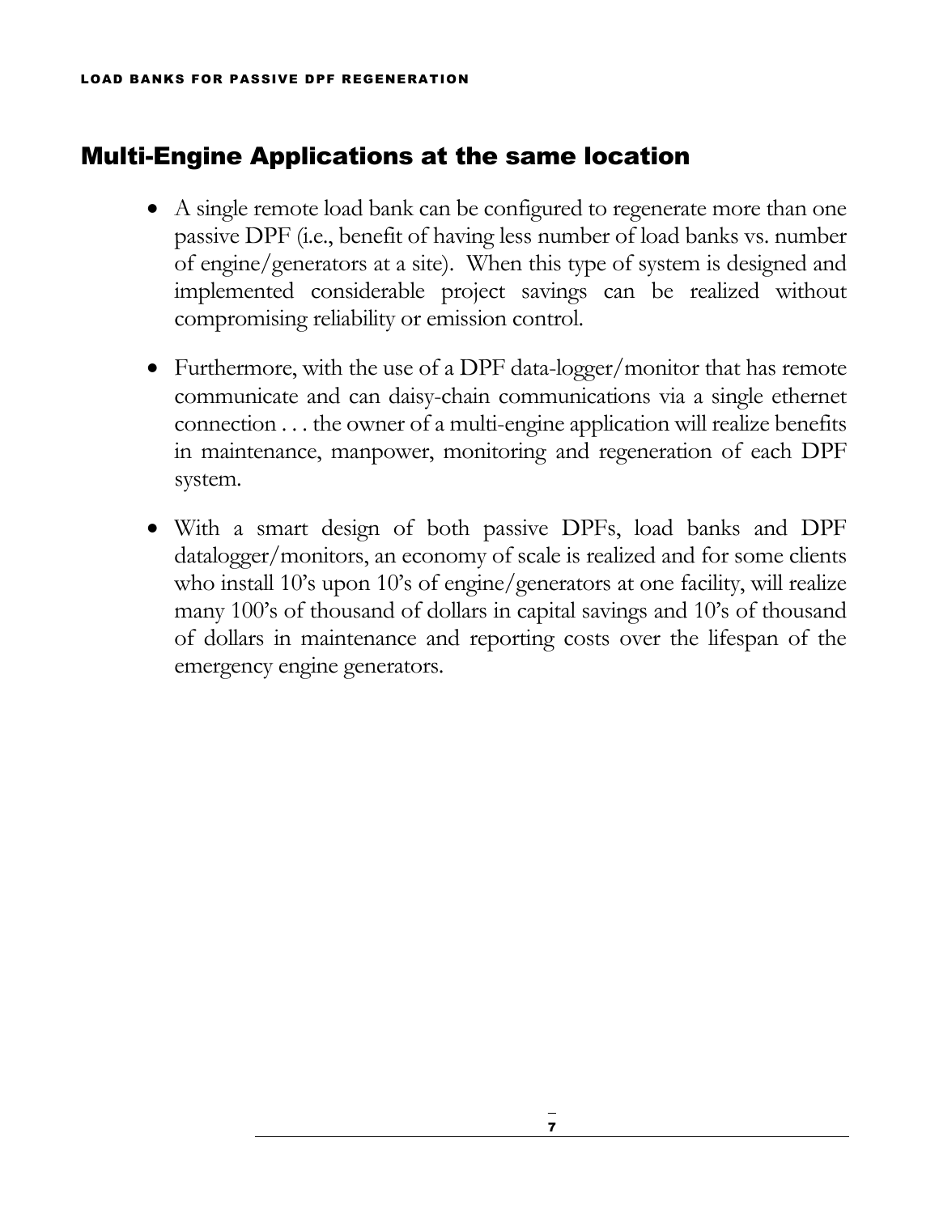## Multi-Engine Applications at the same location

- A single remote load bank can be configured to regenerate more than one passive DPF (i.e., benefit of having less number of load banks vs. number of engine/generators at a site). When this type of system is designed and implemented considerable project savings can be realized without compromising reliability or emission control.

- Furthermore, with the use of a DPF data-logger/monitor that has remote communicate and can daisy-chain communications via a single ethernet connection . . . the owner of a multi-engine application will realize benefits in maintenance, manpower, monitoring and regeneration of each DPF system.

- With a smart design of both passive DPFs, load banks and DPF datalogger/monitors, an economy of scale is realized and for some clients who install 10's upon 10's of engine/generators at one facility, will realize many 100's of thousand of dollars in capital savings and 10's of thousand of dollars in maintenance and reporting costs over the lifespan of the emergency engine generators.